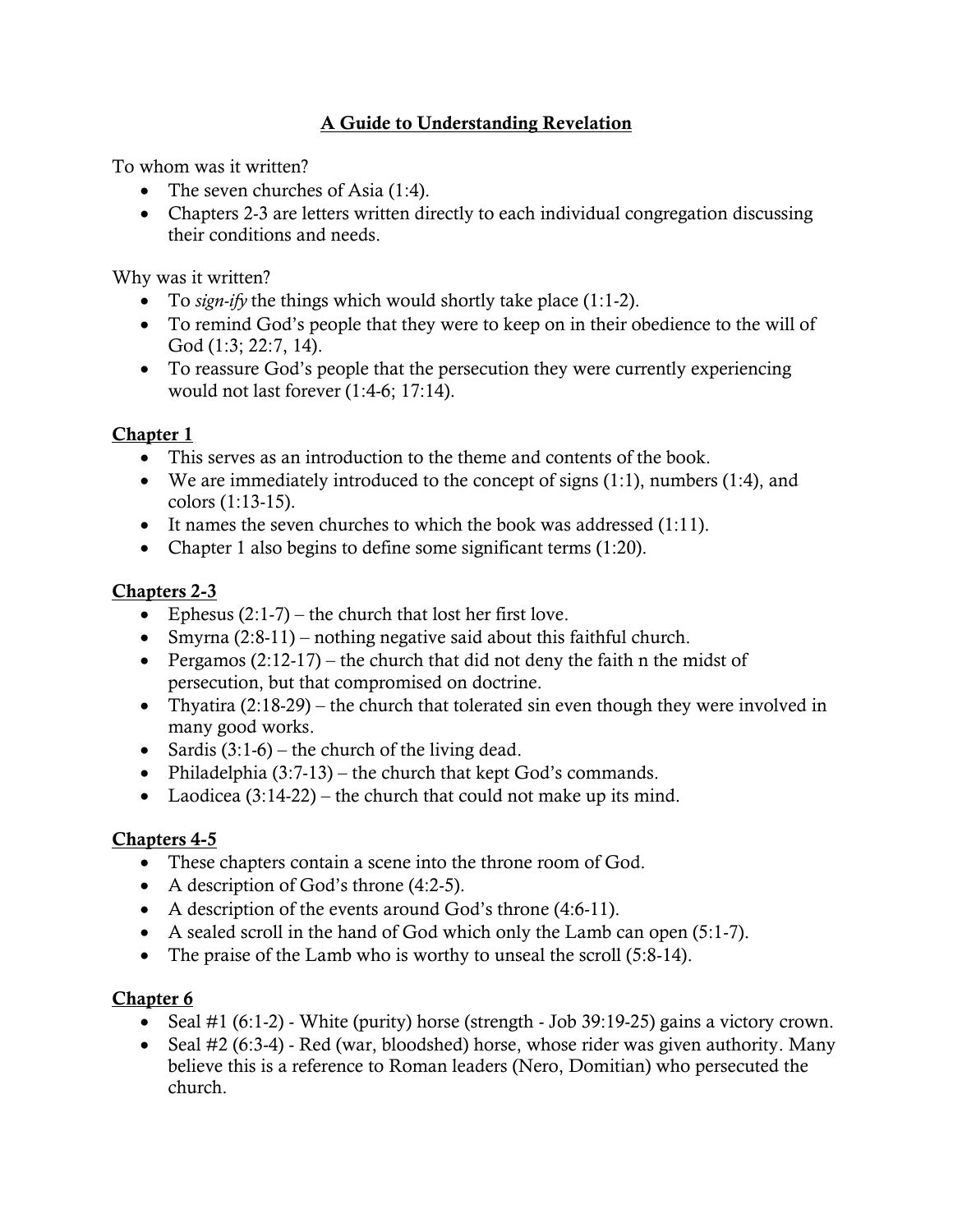# A Guide to Understanding Revelation

To whom was it written?

- The seven churches of Asia (1:4).
- Chapters 2-3 are letters written directly to each individual congregation discussing their conditions and needs.

Why was it written?

- To *sign-ify* the things which would shortly take place (1:1-2).
- To remind God's people that they were to keep on in their obedience to the will of God (1:3; 22:7, 14).
- To reassure God's people that the persecution they were currently experiencing would not last forever (1:4-6; 17:14).

## Chapter 1

- This serves as an introduction to the theme and contents of the book.
- We are immediately introduced to the concept of signs (1:1), numbers (1:4), and colors (1:13-15).
- It names the seven churches to which the book was addressed (1:11).
- Chapter 1 also begins to define some significant terms (1:20).

## Chapters 2-3

- Ephesus (2:1-7) – the church that lost her first love.
- Smyrna (2:8-11) – nothing negative said about this faithful church.
- Pergamos (2:12-17) – the church that did not deny the faith n the midst of persecution, but that compromised on doctrine.
- Thyatira (2:18-29) – the church that tolerated sin even though they were involved in many good works.
- Sardis (3:1-6) – the church of the living dead.
- Philadelphia (3:7-13) – the church that kept God's commands.
- Laodicea (3:14-22) – the church that could not make up its mind.

## Chapters 4-5

- These chapters contain a scene into the throne room of God.
- A description of God's throne (4:2-5).
- A description of the events around God's throne (4:6-11).
- A sealed scroll in the hand of God which only the Lamb can open (5:1-7).
- The praise of the Lamb who is worthy to unseal the scroll (5:8-14).

## Chapter 6

- Seal #1 (6:1-2) - White (purity) horse (strength - Job 39:19-25) gains a victory crown.
- Seal #2 (6:3-4) - Red (war, bloodshed) horse, whose rider was given authority. Many believe this is a reference to Roman leaders (Nero, Domitian) who persecuted the church.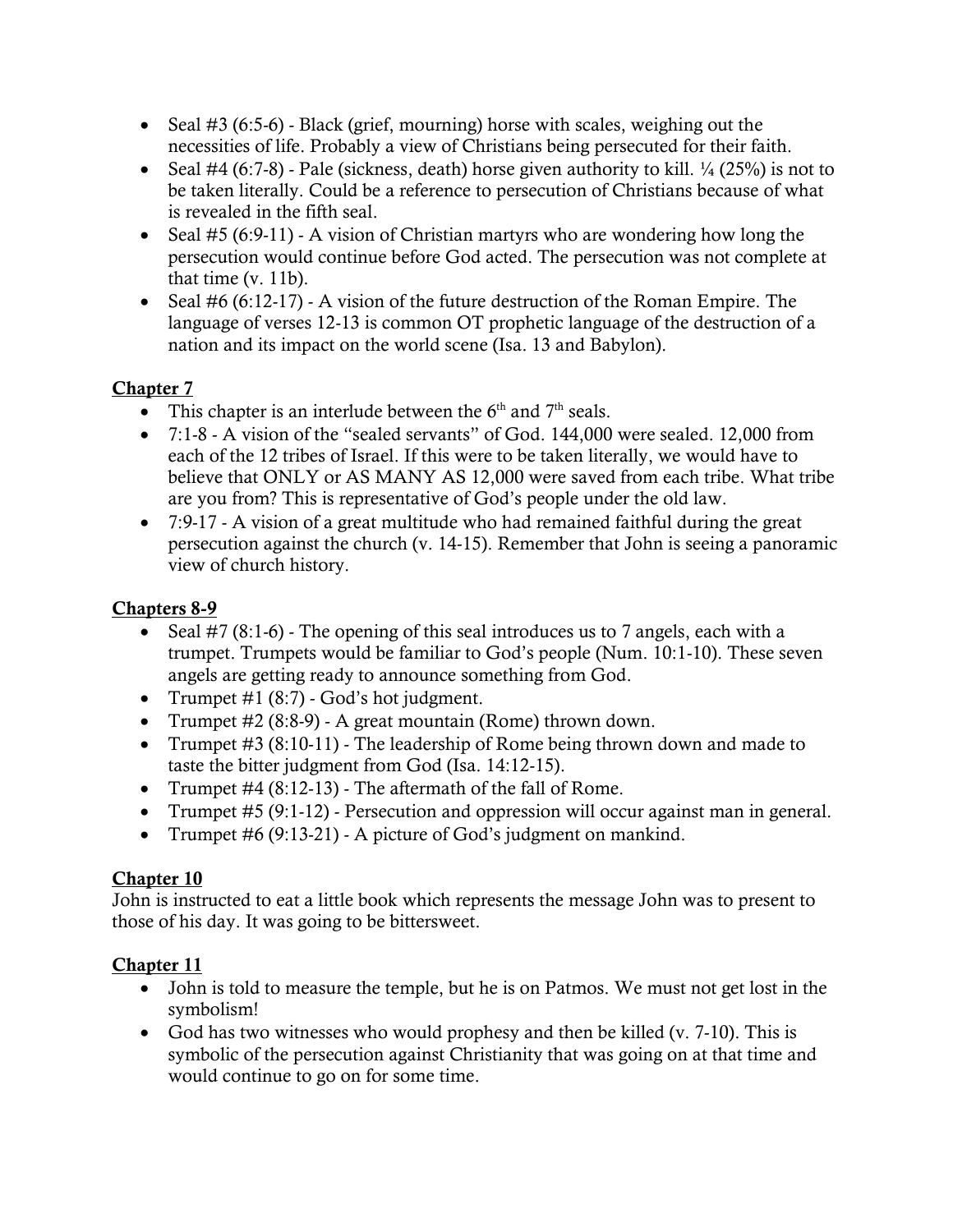- Seal #3 (6:5-6) - Black (grief, mourning) horse with scales, weighing out the necessities of life. Probably a view of Christians being persecuted for their faith.
- Seal #4 (6:7-8) - Pale (sickness, death) horse given authority to kill. ¼ (25%) is not to be taken literally. Could be a reference to persecution of Christians because of what is revealed in the fifth seal.
- Seal #5 (6:9-11) - A vision of Christian martyrs who are wondering how long the persecution would continue before God acted. The persecution was not complete at that time (v. 11b).
- Seal #6 (6:12-17) - A vision of the future destruction of the Roman Empire. The language of verses 12-13 is common OT prophetic language of the destruction of a nation and its impact on the world scene (Isa. 13 and Babylon).

**Chapter 7**

- This chapter is an interlude between the 6th and 7th seals.
- 7:1-8 - A vision of the "sealed servants" of God. 144,000 were sealed. 12,000 from each of the 12 tribes of Israel. If this were to be taken literally, we would have to believe that ONLY or AS MANY AS 12,000 were saved from each tribe. What tribe are you from? This is representative of God's people under the old law.
- 7:9-17 - A vision of a great multitude who had remained faithful during the great persecution against the church (v. 14-15). Remember that John is seeing a panoramic view of church history.

**Chapters 8-9**

- Seal #7 (8:1-6) - The opening of this seal introduces us to 7 angels, each with a trumpet. Trumpets would be familiar to God's people (Num. 10:1-10). These seven angels are getting ready to announce something from God.
- Trumpet #1 (8:7) - God's hot judgment.
- Trumpet #2 (8:8-9) - A great mountain (Rome) thrown down.
- Trumpet #3 (8:10-11) - The leadership of Rome being thrown down and made to taste the bitter judgment from God (Isa. 14:12-15).
- Trumpet #4 (8:12-13) - The aftermath of the fall of Rome.
- Trumpet #5 (9:1-12) - Persecution and oppression will occur against man in general.
- Trumpet #6 (9:13-21) - A picture of God's judgment on mankind.

**Chapter 10**

John is instructed to eat a little book which represents the message John was to present to those of his day. It was going to be bittersweet.

**Chapter 11**

- John is told to measure the temple, but he is on Patmos. We must not get lost in the symbolism!
- God has two witnesses who would prophesy and then be killed (v. 7-10). This is symbolic of the persecution against Christianity that was going on at that time and would continue to go on for some time.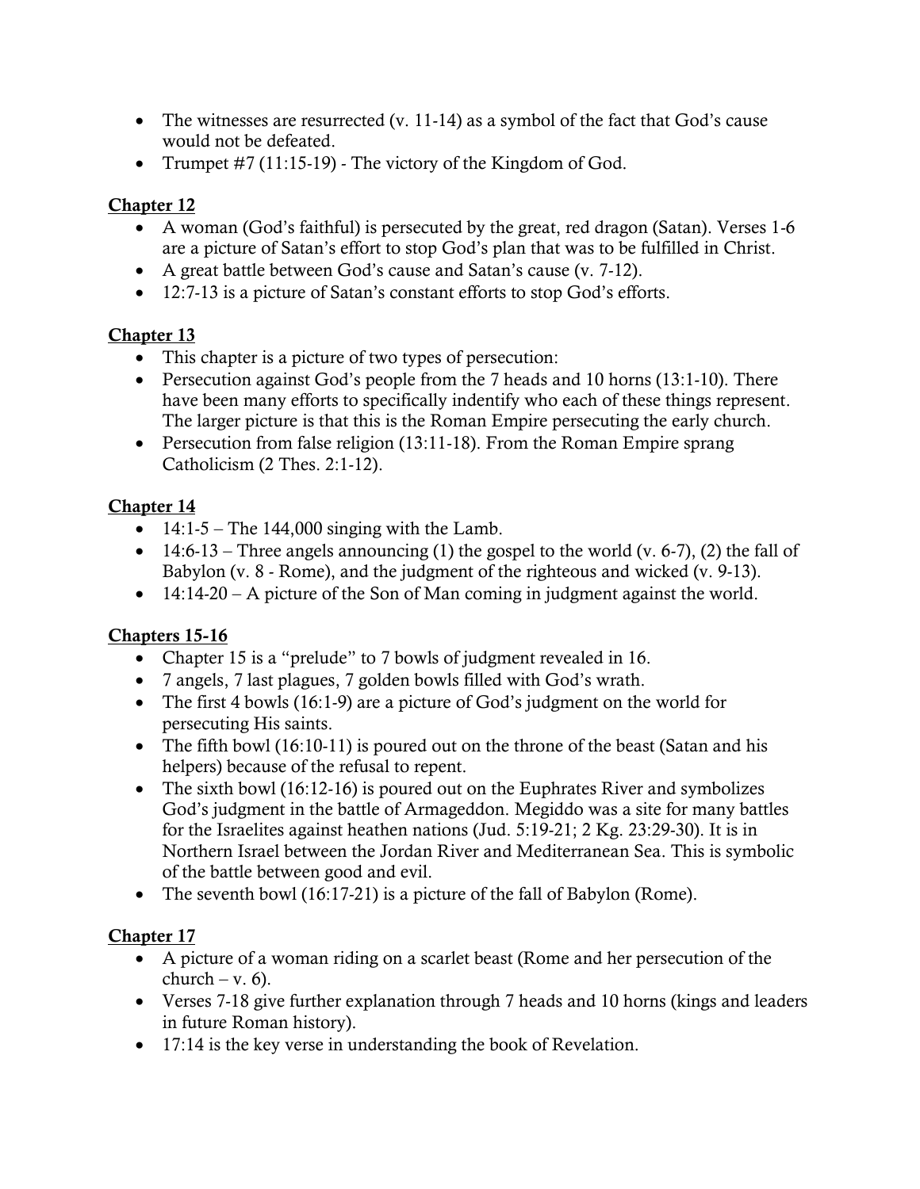- The witnesses are resurrected (v. 11-14) as a symbol of the fact that God's cause would not be defeated.
- Trumpet #7 (11:15-19) - The victory of the Kingdom of God.

**<u>Chapter 12</u>**

- A woman (God's faithful) is persecuted by the great, red dragon (Satan). Verses 1-6 are a picture of Satan's effort to stop God's plan that was to be fulfilled in Christ.
- A great battle between God's cause and Satan's cause (v. 7-12).
- 12:7-13 is a picture of Satan's constant efforts to stop God's efforts.

**<u>Chapter 13</u>**

- This chapter is a picture of two types of persecution:
- Persecution against God's people from the 7 heads and 10 horns (13:1-10). There have been many efforts to specifically indentify who each of these things represent. The larger picture is that this is the Roman Empire persecuting the early church.
- Persecution from false religion (13:11-18). From the Roman Empire sprang Catholicism (2 Thes. 2:1-12).

**<u>Chapter 14</u>**

- 14:1-5 – The 144,000 singing with the Lamb.
- 14:6-13 – Three angels announcing (1) the gospel to the world (v. 6-7), (2) the fall of Babylon (v. 8 - Rome), and the judgment of the righteous and wicked (v. 9-13).
- 14:14-20 – A picture of the Son of Man coming in judgment against the world.

**<u>Chapters 15-16</u>**

- Chapter 15 is a "prelude" to 7 bowls of judgment revealed in 16.
- 7 angels, 7 last plagues, 7 golden bowls filled with God's wrath.
- The first 4 bowls (16:1-9) are a picture of God's judgment on the world for persecuting His saints.
- The fifth bowl (16:10-11) is poured out on the throne of the beast (Satan and his helpers) because of the refusal to repent.
- The sixth bowl (16:12-16) is poured out on the Euphrates River and symbolizes God's judgment in the battle of Armageddon. Megiddo was a site for many battles for the Israelites against heathen nations (Jud. 5:19-21; 2 Kg. 23:29-30). It is in Northern Israel between the Jordan River and Mediterranean Sea. This is symbolic of the battle between good and evil.
- The seventh bowl (16:17-21) is a picture of the fall of Babylon (Rome).

**<u>Chapter 17</u>**

- A picture of a woman riding on a scarlet beast (Rome and her persecution of the church – v. 6).
- Verses 7-18 give further explanation through 7 heads and 10 horns (kings and leaders in future Roman history).
- 17:14 is the key verse in understanding the book of Revelation.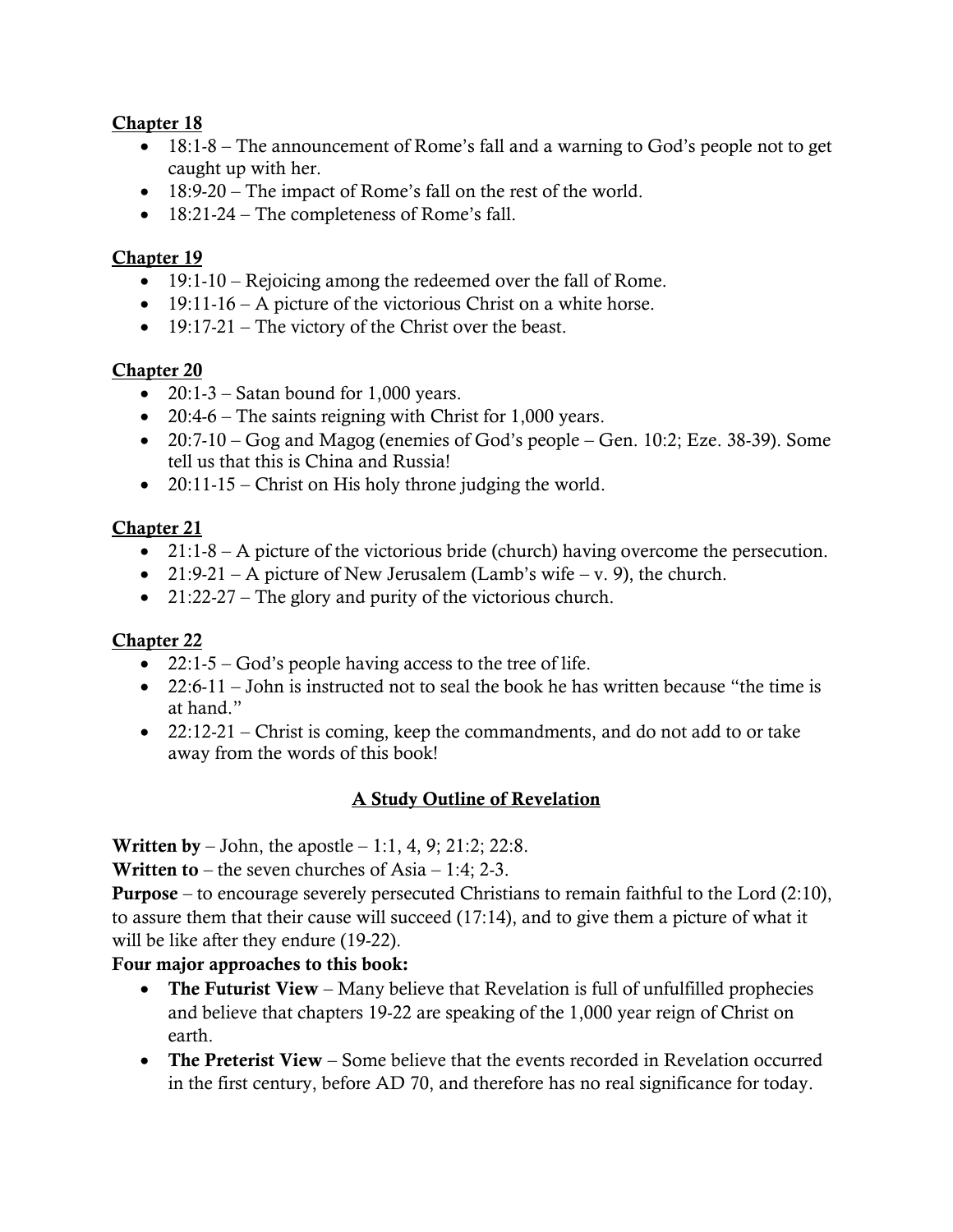**Chapter 18**

- 18:1-8 – The announcement of Rome's fall and a warning to God's people not to get caught up with her.
- 18:9-20 – The impact of Rome's fall on the rest of the world.
- 18:21-24 – The completeness of Rome's fall.

**Chapter 19**

- 19:1-10 – Rejoicing among the redeemed over the fall of Rome.
- 19:11-16 – A picture of the victorious Christ on a white horse.
- 19:17-21 – The victory of the Christ over the beast.

**Chapter 20**

- 20:1-3 – Satan bound for 1,000 years.
- 20:4-6 – The saints reigning with Christ for 1,000 years.
- 20:7-10 – Gog and Magog (enemies of God's people – Gen. 10:2; Eze. 38-39). Some tell us that this is China and Russia!
- 20:11-15 – Christ on His holy throne judging the world.

**Chapter 21**

- 21:1-8 – A picture of the victorious bride (church) having overcome the persecution.
- 21:9-21 – A picture of New Jerusalem (Lamb's wife – v. 9), the church.
- 21:22-27 – The glory and purity of the victorious church.

**Chapter 22**

- 22:1-5 – God's people having access to the tree of life.
- 22:6-11 – John is instructed not to seal the book he has written because "the time is at hand."
- 22:12-21 – Christ is coming, keep the commandments, and do not add to or take away from the words of this book!

## A Study Outline of Revelation

**Written by** – John, the apostle – 1:1, 4, 9; 21:2; 22:8.
**Written to** – the seven churches of Asia – 1:4; 2-3.
**Purpose** – to encourage severely persecuted Christians to remain faithful to the Lord (2:10), to assure them that their cause will succeed (17:14), and to give them a picture of what it will be like after they endure (19-22).
**Four major approaches to this book:**

- **The Futurist View** – Many believe that Revelation is full of unfulfilled prophecies and believe that chapters 19-22 are speaking of the 1,000 year reign of Christ on earth.
- **The Preterist View** – Some believe that the events recorded in Revelation occurred in the first century, before AD 70, and therefore has no real significance for today.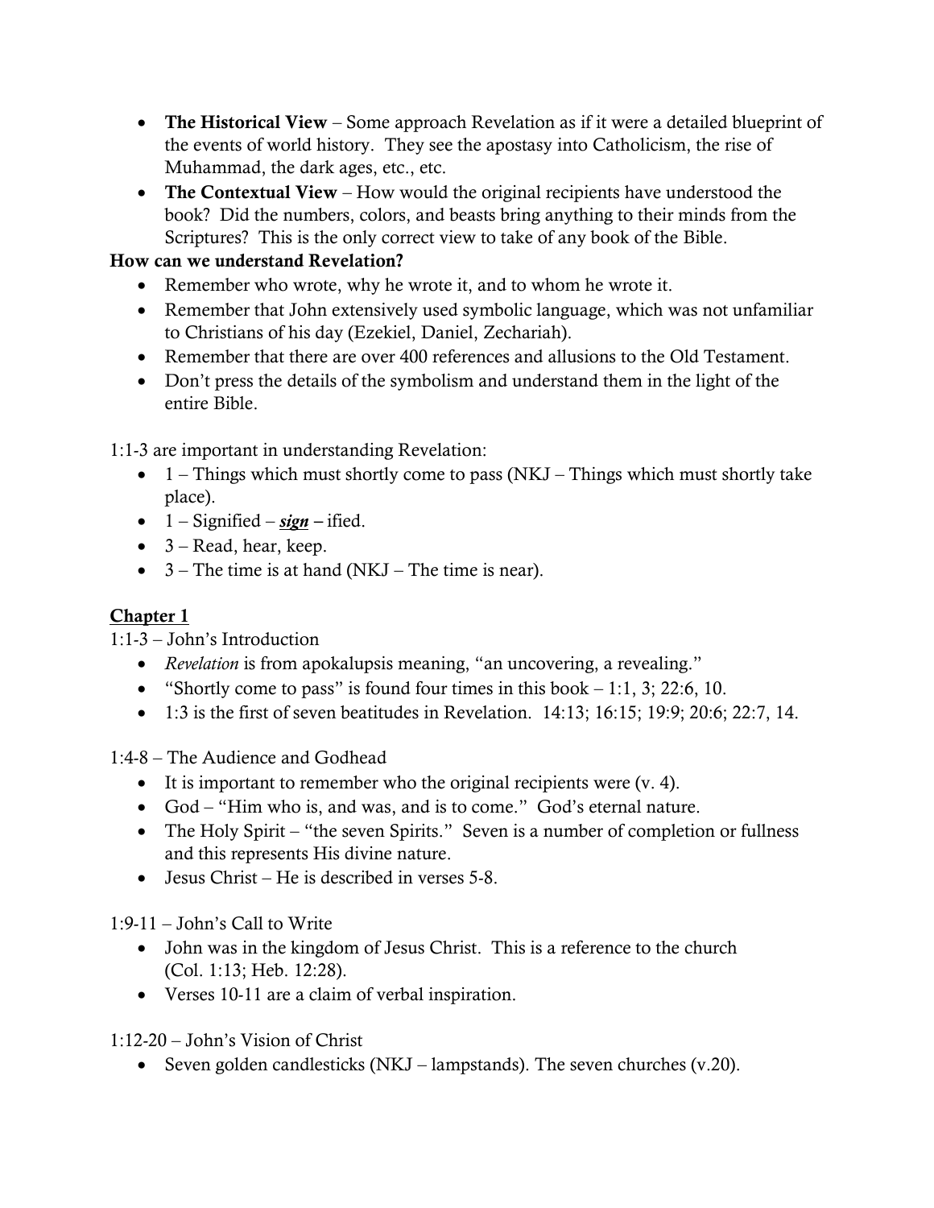- **The Historical View** – Some approach Revelation as if it were a detailed blueprint of the events of world history. They see the apostasy into Catholicism, the rise of Muhammad, the dark ages, etc., etc.
- **The Contextual View** – How would the original recipients have understood the book? Did the numbers, colors, and beasts bring anything to their minds from the Scriptures? This is the only correct view to take of any book of the Bible.

**How can we understand Revelation?**

- Remember who wrote, why he wrote it, and to whom he wrote it.
- Remember that John extensively used symbolic language, which was not unfamiliar to Christians of his day (Ezekiel, Daniel, Zechariah).
- Remember that there are over 400 references and allusions to the Old Testament.
- Don't press the details of the symbolism and understand them in the light of the entire Bible.

1:1-3 are important in understanding Revelation:

- 1 – Things which must shortly come to pass (NKJ – Things which must shortly take place).
- 1 – Signified – ***sign*** – ified.
- 3 – Read, hear, keep.
- 3 – The time is at hand (NKJ – The time is near).

## Chapter 1

1:1-3 – John's Introduction

- *Revelation* is from apokalupsis meaning, "an uncovering, a revealing."
- "Shortly come to pass" is found four times in this book – 1:1, 3; 22:6, 10.
- 1:3 is the first of seven beatitudes in Revelation. 14:13; 16:15; 19:9; 20:6; 22:7, 14.

1:4-8 – The Audience and Godhead

- It is important to remember who the original recipients were (v. 4).
- God – "Him who is, and was, and is to come." God's eternal nature.
- The Holy Spirit – "the seven Spirits." Seven is a number of completion or fullness and this represents His divine nature.
- Jesus Christ – He is described in verses 5-8.

1:9-11 – John's Call to Write

- John was in the kingdom of Jesus Christ. This is a reference to the church (Col. 1:13; Heb. 12:28).
- Verses 10-11 are a claim of verbal inspiration.

1:12-20 – John's Vision of Christ

- Seven golden candlesticks (NKJ – lampstands). The seven churches (v.20).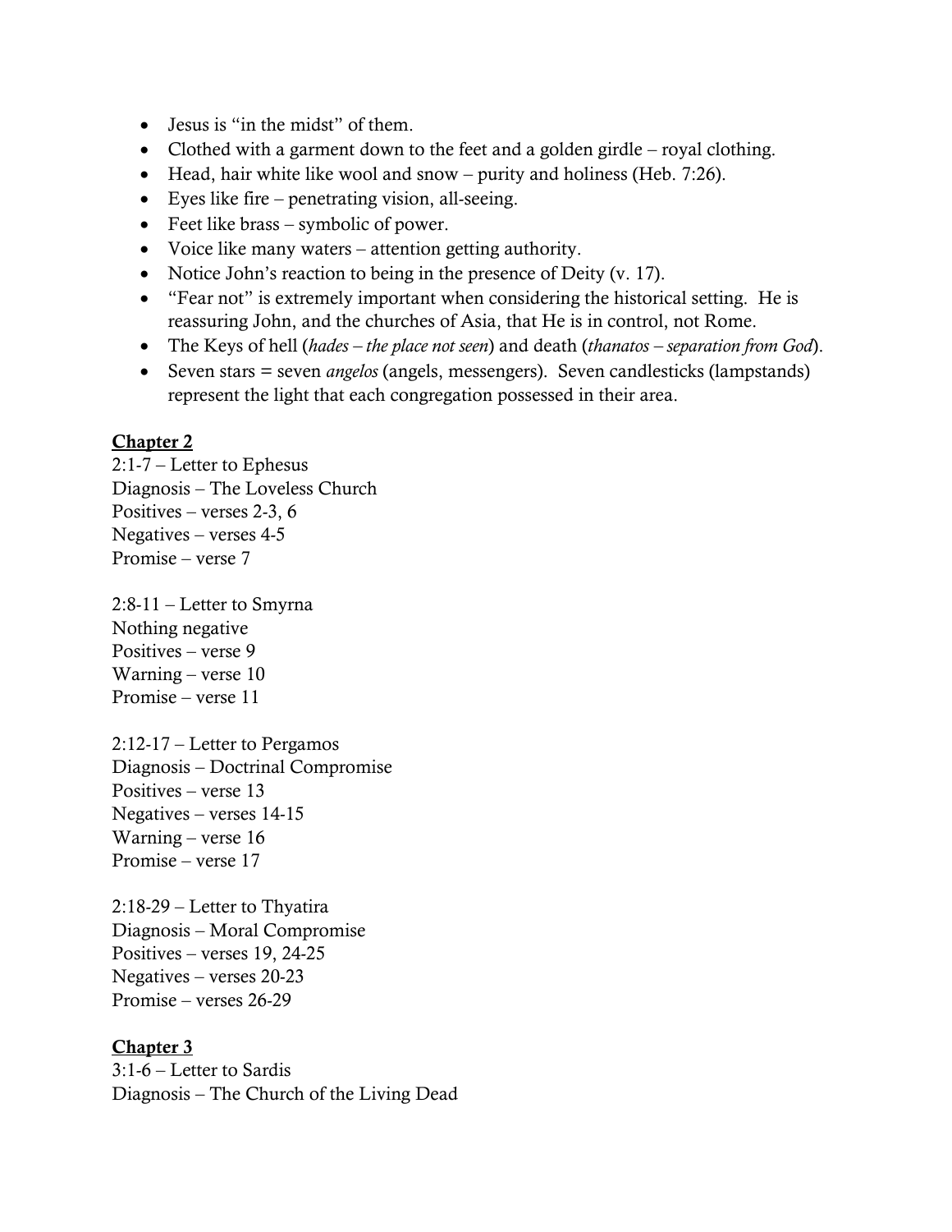- Jesus is "in the midst" of them.
- Clothed with a garment down to the feet and a golden girdle – royal clothing.
- Head, hair white like wool and snow – purity and holiness (Heb. 7:26).
- Eyes like fire – penetrating vision, all-seeing.
- Feet like brass – symbolic of power.
- Voice like many waters – attention getting authority.
- Notice John's reaction to being in the presence of Deity (v. 17).
- "Fear not" is extremely important when considering the historical setting. He is reassuring John, and the churches of Asia, that He is in control, not Rome.
- The Keys of hell (*hades – the place not seen*) and death (*thanatos – separation from God*).
- Seven stars = seven *angelos* (angels, messengers). Seven candlesticks (lampstands) represent the light that each congregation possessed in their area.

**<u>Chapter 2</u>**

2:1-7 – Letter to Ephesus
Diagnosis – The Loveless Church
Positives – verses 2-3, 6
Negatives – verses 4-5
Promise – verse 7

2:8-11 – Letter to Smyrna
Nothing negative
Positives – verse 9
Warning – verse 10
Promise – verse 11

2:12-17 – Letter to Pergamos
Diagnosis – Doctrinal Compromise
Positives – verse 13
Negatives – verses 14-15
Warning – verse 16
Promise – verse 17

2:18-29 – Letter to Thyatira
Diagnosis – Moral Compromise
Positives – verses 19, 24-25
Negatives – verses 20-23
Promise – verses 26-29

**<u>Chapter 3</u>**

3:1-6 – Letter to Sardis
Diagnosis – The Church of the Living Dead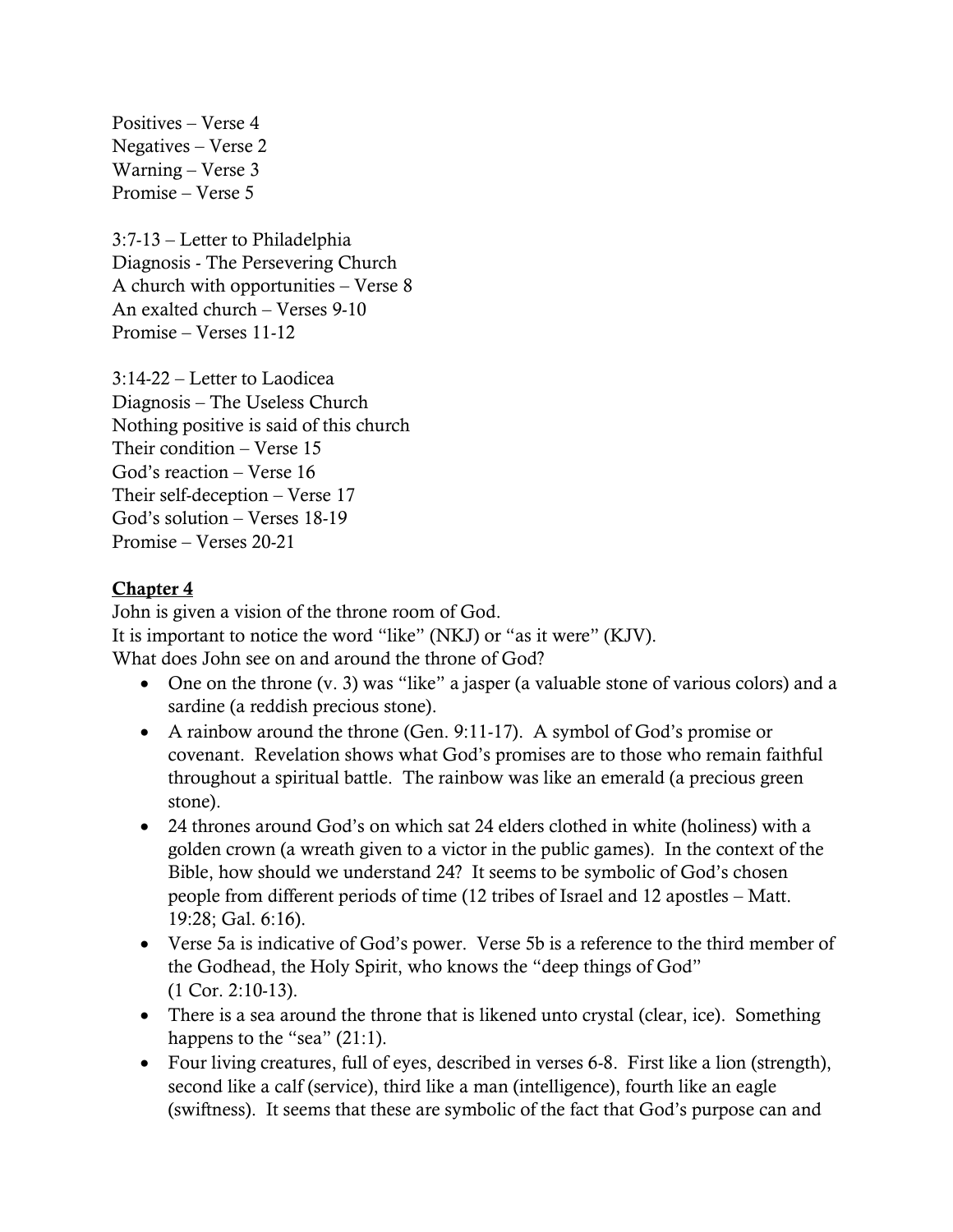Positives – Verse 4
Negatives – Verse 2
Warning – Verse 3
Promise – Verse 5

3:7-13 – Letter to Philadelphia
Diagnosis - The Persevering Church
A church with opportunities – Verse 8
An exalted church – Verses 9-10
Promise – Verses 11-12

3:14-22 – Letter to Laodicea
Diagnosis – The Useless Church
Nothing positive is said of this church
Their condition – Verse 15
God's reaction – Verse 16
Their self-deception – Verse 17
God's solution – Verses 18-19
Promise – Verses 20-21

**<u>Chapter 4</u>**

John is given a vision of the throne room of God.
It is important to notice the word "like" (NKJ) or "as it were" (KJV).
What does John see on and around the throne of God?

- One on the throne (v. 3) was "like" a jasper (a valuable stone of various colors) and a sardine (a reddish precious stone).
- A rainbow around the throne (Gen. 9:11-17). A symbol of God's promise or covenant. Revelation shows what God's promises are to those who remain faithful throughout a spiritual battle. The rainbow was like an emerald (a precious green stone).
- 24 thrones around God's on which sat 24 elders clothed in white (holiness) with a golden crown (a wreath given to a victor in the public games). In the context of the Bible, how should we understand 24? It seems to be symbolic of God's chosen people from different periods of time (12 tribes of Israel and 12 apostles – Matt. 19:28; Gal. 6:16).
- Verse 5a is indicative of God's power. Verse 5b is a reference to the third member of the Godhead, the Holy Spirit, who knows the "deep things of God" (1 Cor. 2:10-13).
- There is a sea around the throne that is likened unto crystal (clear, ice). Something happens to the "sea" (21:1).
- Four living creatures, full of eyes, described in verses 6-8. First like a lion (strength), second like a calf (service), third like a man (intelligence), fourth like an eagle (swiftness). It seems that these are symbolic of the fact that God's purpose can and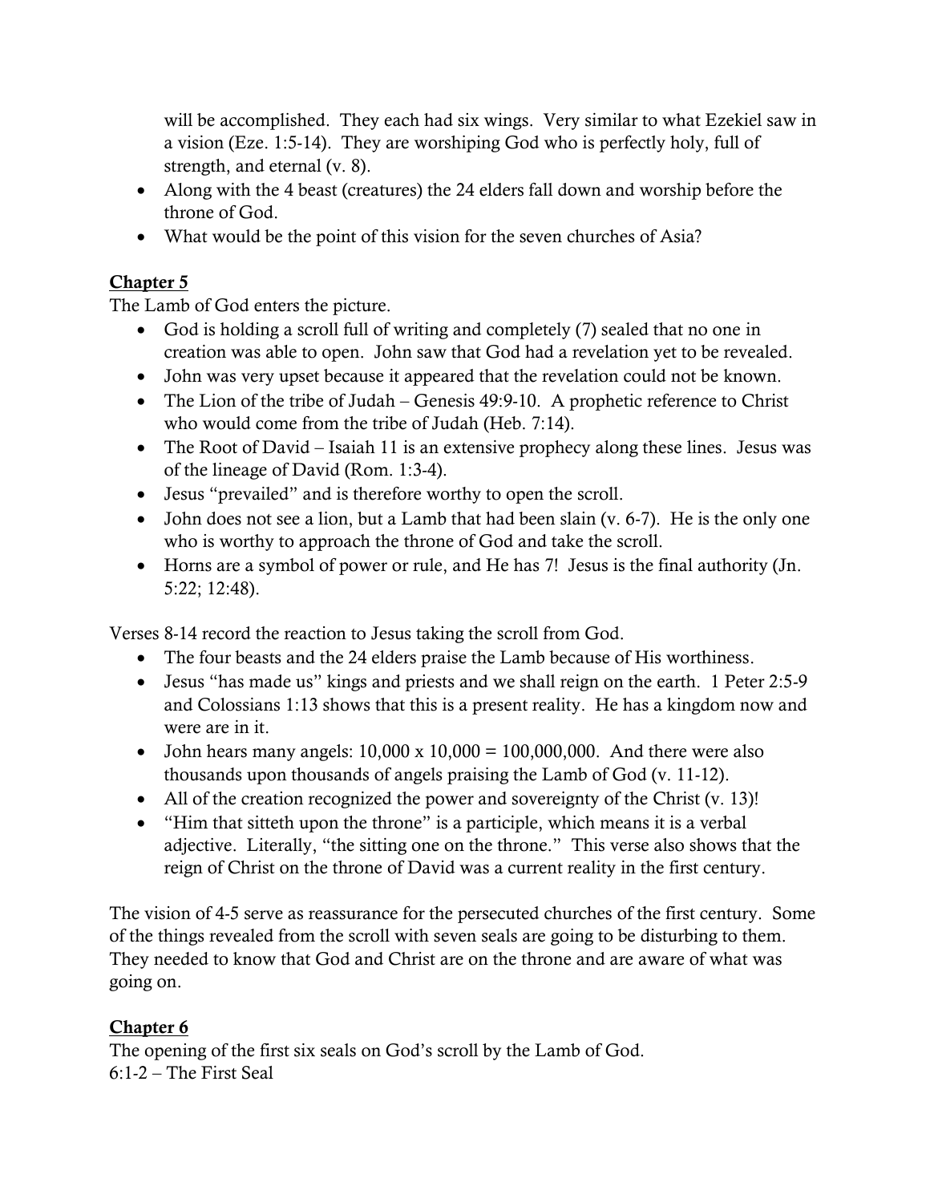will be accomplished. They each had six wings. Very similar to what Ezekiel saw in a vision (Eze. 1:5-14). They are worshiping God who is perfectly holy, full of strength, and eternal (v. 8).

- Along with the 4 beast (creatures) the 24 elders fall down and worship before the throne of God.
- What would be the point of this vision for the seven churches of Asia?

## Chapter 5

The Lamb of God enters the picture.

- God is holding a scroll full of writing and completely (7) sealed that no one in creation was able to open. John saw that God had a revelation yet to be revealed.
- John was very upset because it appeared that the revelation could not be known.
- The Lion of the tribe of Judah – Genesis 49:9-10. A prophetic reference to Christ who would come from the tribe of Judah (Heb. 7:14).
- The Root of David – Isaiah 11 is an extensive prophecy along these lines. Jesus was of the lineage of David (Rom. 1:3-4).
- Jesus "prevailed" and is therefore worthy to open the scroll.
- John does not see a lion, but a Lamb that had been slain (v. 6-7). He is the only one who is worthy to approach the throne of God and take the scroll.
- Horns are a symbol of power or rule, and He has 7! Jesus is the final authority (Jn. 5:22; 12:48).

Verses 8-14 record the reaction to Jesus taking the scroll from God.

- The four beasts and the 24 elders praise the Lamb because of His worthiness.
- Jesus "has made us" kings and priests and we shall reign on the earth. 1 Peter 2:5-9 and Colossians 1:13 shows that this is a present reality. He has a kingdom now and were are in it.
- John hears many angels: 10,000 x 10,000 = 100,000,000. And there were also thousands upon thousands of angels praising the Lamb of God (v. 11-12).
- All of the creation recognized the power and sovereignty of the Christ (v. 13)!
- "Him that sitteth upon the throne" is a participle, which means it is a verbal adjective. Literally, "the sitting one on the throne." This verse also shows that the reign of Christ on the throne of David was a current reality in the first century.

The vision of 4-5 serve as reassurance for the persecuted churches of the first century. Some of the things revealed from the scroll with seven seals are going to be disturbing to them. They needed to know that God and Christ are on the throne and are aware of what was going on.

## Chapter 6

The opening of the first six seals on God's scroll by the Lamb of God.

6:1-2 – The First Seal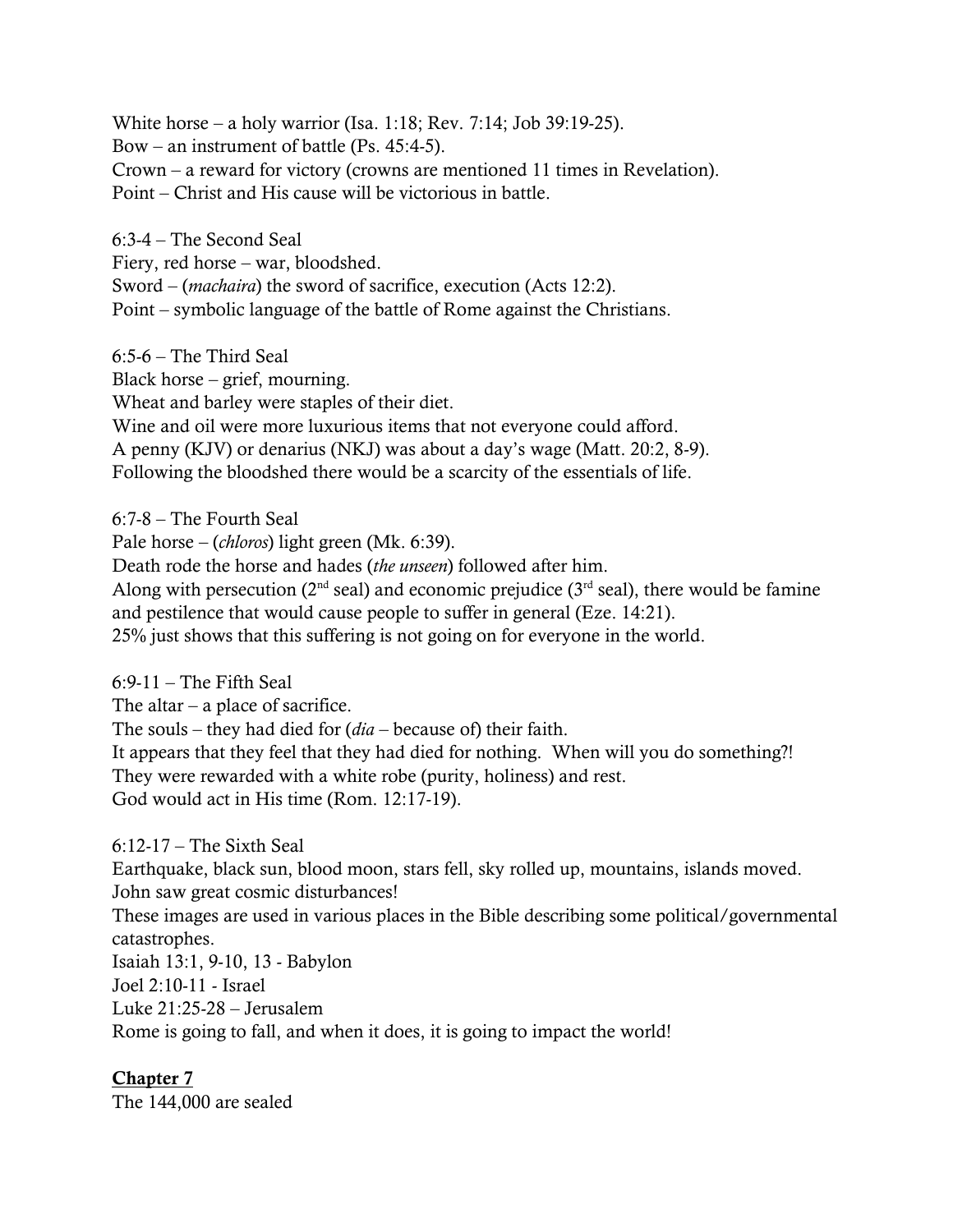White horse – a holy warrior (Isa. 1:18; Rev. 7:14; Job 39:19-25).
Bow – an instrument of battle (Ps. 45:4-5).
Crown – a reward for victory (crowns are mentioned 11 times in Revelation).
Point – Christ and His cause will be victorious in battle.

6:3-4 – The Second Seal
Fiery, red horse – war, bloodshed.
Sword – (*machaira*) the sword of sacrifice, execution (Acts 12:2).
Point – symbolic language of the battle of Rome against the Christians.

6:5-6 – The Third Seal
Black horse – grief, mourning.
Wheat and barley were staples of their diet.
Wine and oil were more luxurious items that not everyone could afford.
A penny (KJV) or denarius (NKJ) was about a day's wage (Matt. 20:2, 8-9).
Following the bloodshed there would be a scarcity of the essentials of life.

6:7-8 – The Fourth Seal
Pale horse – (*chloros*) light green (Mk. 6:39).
Death rode the horse and hades (*the unseen*) followed after him.
Along with persecution (2nd seal) and economic prejudice (3rd seal), there would be famine and pestilence that would cause people to suffer in general (Eze. 14:21).
25% just shows that this suffering is not going on for everyone in the world.

6:9-11 – The Fifth Seal
The altar – a place of sacrifice.
The souls – they had died for (*dia* – because of) their faith.
It appears that they feel that they had died for nothing. When will you do something?!
They were rewarded with a white robe (purity, holiness) and rest.
God would act in His time (Rom. 12:17-19).

6:12-17 – The Sixth Seal
Earthquake, black sun, blood moon, stars fell, sky rolled up, mountains, islands moved.
John saw great cosmic disturbances!
These images are used in various places in the Bible describing some political/governmental catastrophes.
Isaiah 13:1, 9-10, 13 - Babylon
Joel 2:10-11 - Israel
Luke 21:25-28 – Jerusalem
Rome is going to fall, and when it does, it is going to impact the world!

**<u>Chapter 7</u>**
The 144,000 are sealed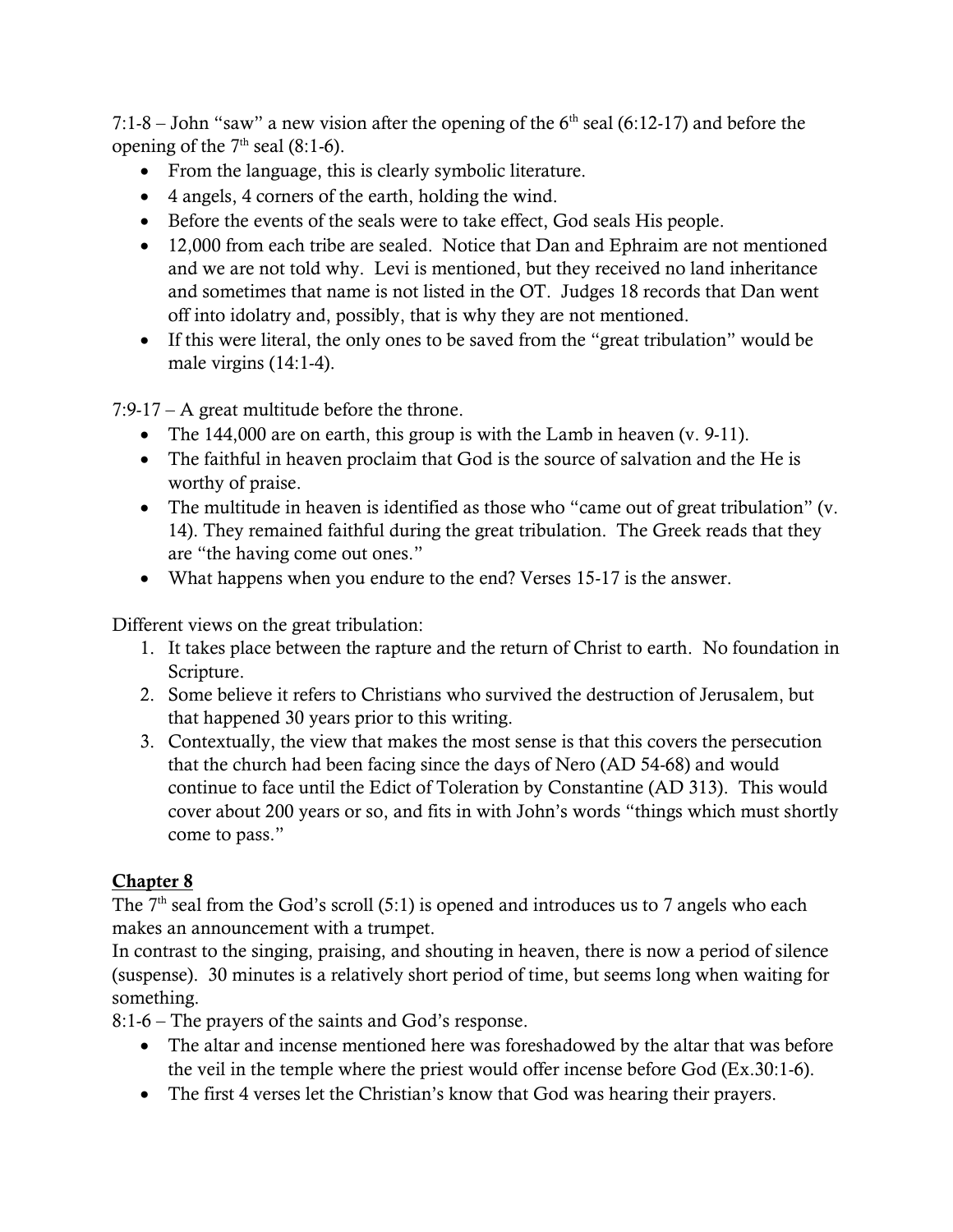7:1-8 – John "saw" a new vision after the opening of the 6th seal (6:12-17) and before the opening of the 7th seal (8:1-6).

- From the language, this is clearly symbolic literature.
- 4 angels, 4 corners of the earth, holding the wind.
- Before the events of the seals were to take effect, God seals His people.
- 12,000 from each tribe are sealed. Notice that Dan and Ephraim are not mentioned and we are not told why. Levi is mentioned, but they received no land inheritance and sometimes that name is not listed in the OT. Judges 18 records that Dan went off into idolatry and, possibly, that is why they are not mentioned.
- If this were literal, the only ones to be saved from the "great tribulation" would be male virgins (14:1-4).

7:9-17 – A great multitude before the throne.

- The 144,000 are on earth, this group is with the Lamb in heaven (v. 9-11).
- The faithful in heaven proclaim that God is the source of salvation and the He is worthy of praise.
- The multitude in heaven is identified as those who "came out of great tribulation" (v. 14). They remained faithful during the great tribulation. The Greek reads that they are "the having come out ones."
- What happens when you endure to the end? Verses 15-17 is the answer.

Different views on the great tribulation:

1. It takes place between the rapture and the return of Christ to earth. No foundation in Scripture.
2. Some believe it refers to Christians who survived the destruction of Jerusalem, but that happened 30 years prior to this writing.
3. Contextually, the view that makes the most sense is that this covers the persecution that the church had been facing since the days of Nero (AD 54-68) and would continue to face until the Edict of Toleration by Constantine (AD 313). This would cover about 200 years or so, and fits in with John's words "things which must shortly come to pass."

## Chapter 8

The 7th seal from the God's scroll (5:1) is opened and introduces us to 7 angels who each makes an announcement with a trumpet.

In contrast to the singing, praising, and shouting in heaven, there is now a period of silence (suspense). 30 minutes is a relatively short period of time, but seems long when waiting for something.

8:1-6 – The prayers of the saints and God's response.

- The altar and incense mentioned here was foreshadowed by the altar that was before the veil in the temple where the priest would offer incense before God (Ex.30:1-6).
- The first 4 verses let the Christian's know that God was hearing their prayers.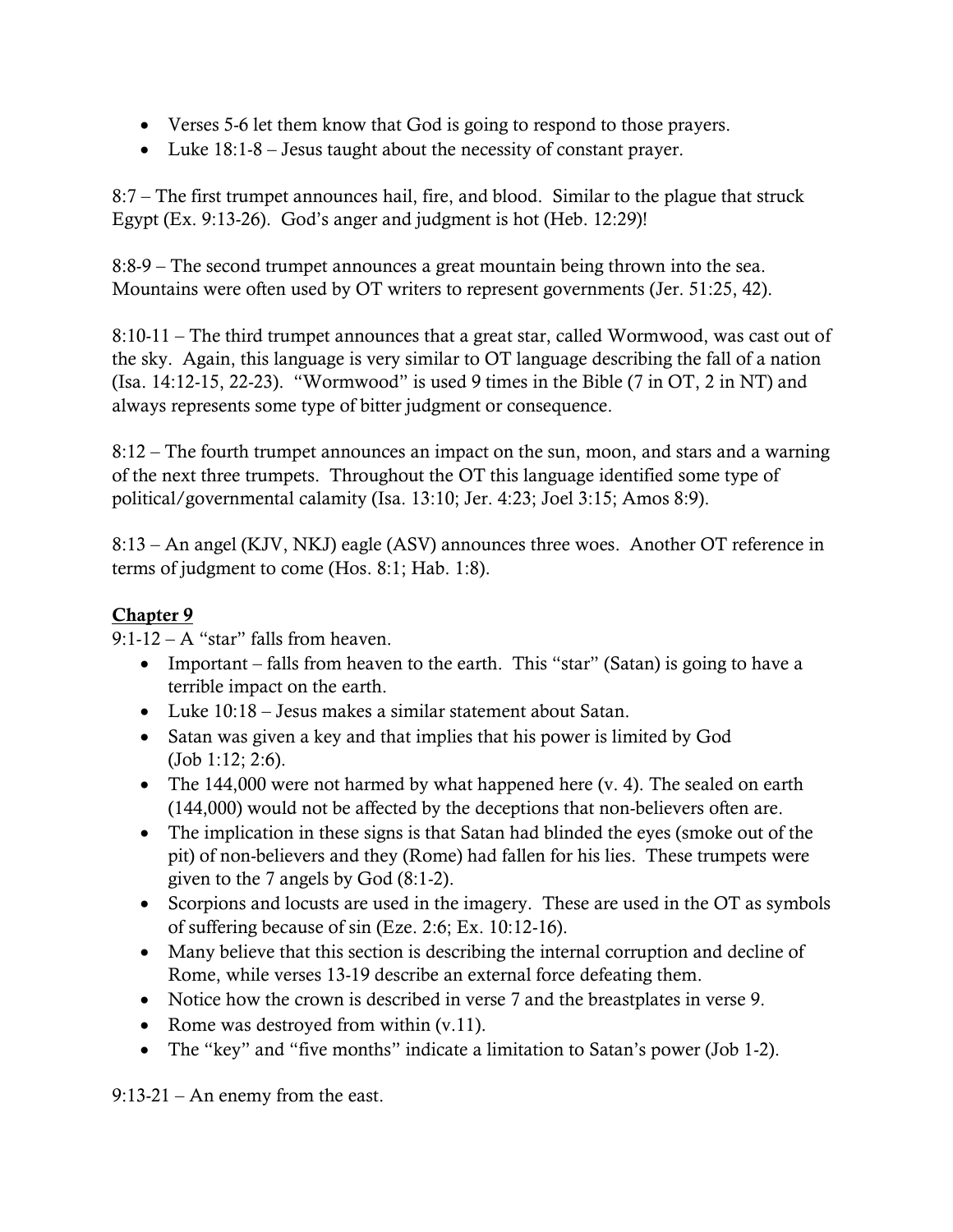- Verses 5-6 let them know that God is going to respond to those prayers.
- Luke 18:1-8 – Jesus taught about the necessity of constant prayer.

8:7 – The first trumpet announces hail, fire, and blood. Similar to the plague that struck Egypt (Ex. 9:13-26). God's anger and judgment is hot (Heb. 12:29)!

8:8-9 – The second trumpet announces a great mountain being thrown into the sea. Mountains were often used by OT writers to represent governments (Jer. 51:25, 42).

8:10-11 – The third trumpet announces that a great star, called Wormwood, was cast out of the sky. Again, this language is very similar to OT language describing the fall of a nation (Isa. 14:12-15, 22-23). "Wormwood" is used 9 times in the Bible (7 in OT, 2 in NT) and always represents some type of bitter judgment or consequence.

8:12 – The fourth trumpet announces an impact on the sun, moon, and stars and a warning of the next three trumpets. Throughout the OT this language identified some type of political/governmental calamity (Isa. 13:10; Jer. 4:23; Joel 3:15; Amos 8:9).

8:13 – An angel (KJV, NKJ) eagle (ASV) announces three woes. Another OT reference in terms of judgment to come (Hos. 8:1; Hab. 1:8).

**<u>Chapter 9</u>**

9:1-12 – A "star" falls from heaven.

- Important – falls from heaven to the earth. This "star" (Satan) is going to have a terrible impact on the earth.
- Luke 10:18 – Jesus makes a similar statement about Satan.
- Satan was given a key and that implies that his power is limited by God (Job 1:12; 2:6).
- The 144,000 were not harmed by what happened here (v. 4). The sealed on earth (144,000) would not be affected by the deceptions that non-believers often are.
- The implication in these signs is that Satan had blinded the eyes (smoke out of the pit) of non-believers and they (Rome) had fallen for his lies. These trumpets were given to the 7 angels by God (8:1-2).
- Scorpions and locusts are used in the imagery. These are used in the OT as symbols of suffering because of sin (Eze. 2:6; Ex. 10:12-16).
- Many believe that this section is describing the internal corruption and decline of Rome, while verses 13-19 describe an external force defeating them.
- Notice how the crown is described in verse 7 and the breastplates in verse 9.
- Rome was destroyed from within (v.11).
- The "key" and "five months" indicate a limitation to Satan's power (Job 1-2).

9:13-21 – An enemy from the east.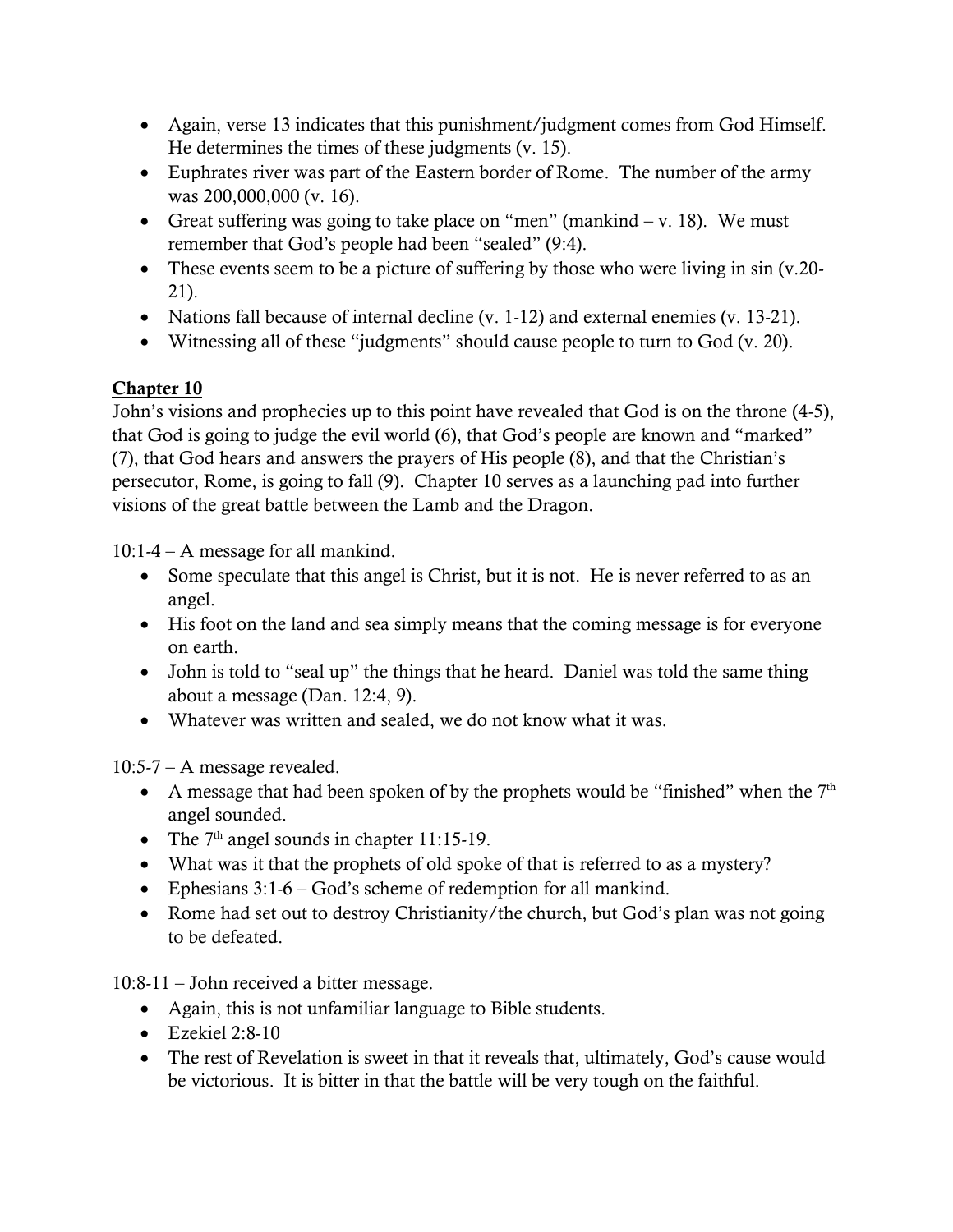- Again, verse 13 indicates that this punishment/judgment comes from God Himself. He determines the times of these judgments (v. 15).
- Euphrates river was part of the Eastern border of Rome. The number of the army was 200,000,000 (v. 16).
- Great suffering was going to take place on "men" (mankind – v. 18). We must remember that God's people had been "sealed" (9:4).
- These events seem to be a picture of suffering by those who were living in sin (v.20-21).
- Nations fall because of internal decline (v. 1-12) and external enemies (v. 13-21).
- Witnessing all of these "judgments" should cause people to turn to God (v. 20).

**<u>Chapter 10</u>**

John's visions and prophecies up to this point have revealed that God is on the throne (4-5), that God is going to judge the evil world (6), that God's people are known and "marked" (7), that God hears and answers the prayers of His people (8), and that the Christian's persecutor, Rome, is going to fall (9). Chapter 10 serves as a launching pad into further visions of the great battle between the Lamb and the Dragon.

10:1-4 – A message for all mankind.

- Some speculate that this angel is Christ, but it is not. He is never referred to as an angel.
- His foot on the land and sea simply means that the coming message is for everyone on earth.
- John is told to "seal up" the things that he heard. Daniel was told the same thing about a message (Dan. 12:4, 9).
- Whatever was written and sealed, we do not know what it was.

10:5-7 – A message revealed.

- A message that had been spoken of by the prophets would be "finished" when the 7th angel sounded.
- The 7th angel sounds in chapter 11:15-19.
- What was it that the prophets of old spoke of that is referred to as a mystery?
- Ephesians 3:1-6 – God's scheme of redemption for all mankind.
- Rome had set out to destroy Christianity/the church, but God's plan was not going to be defeated.

10:8-11 – John received a bitter message.

- Again, this is not unfamiliar language to Bible students.
- Ezekiel 2:8-10
- The rest of Revelation is sweet in that it reveals that, ultimately, God's cause would be victorious. It is bitter in that the battle will be very tough on the faithful.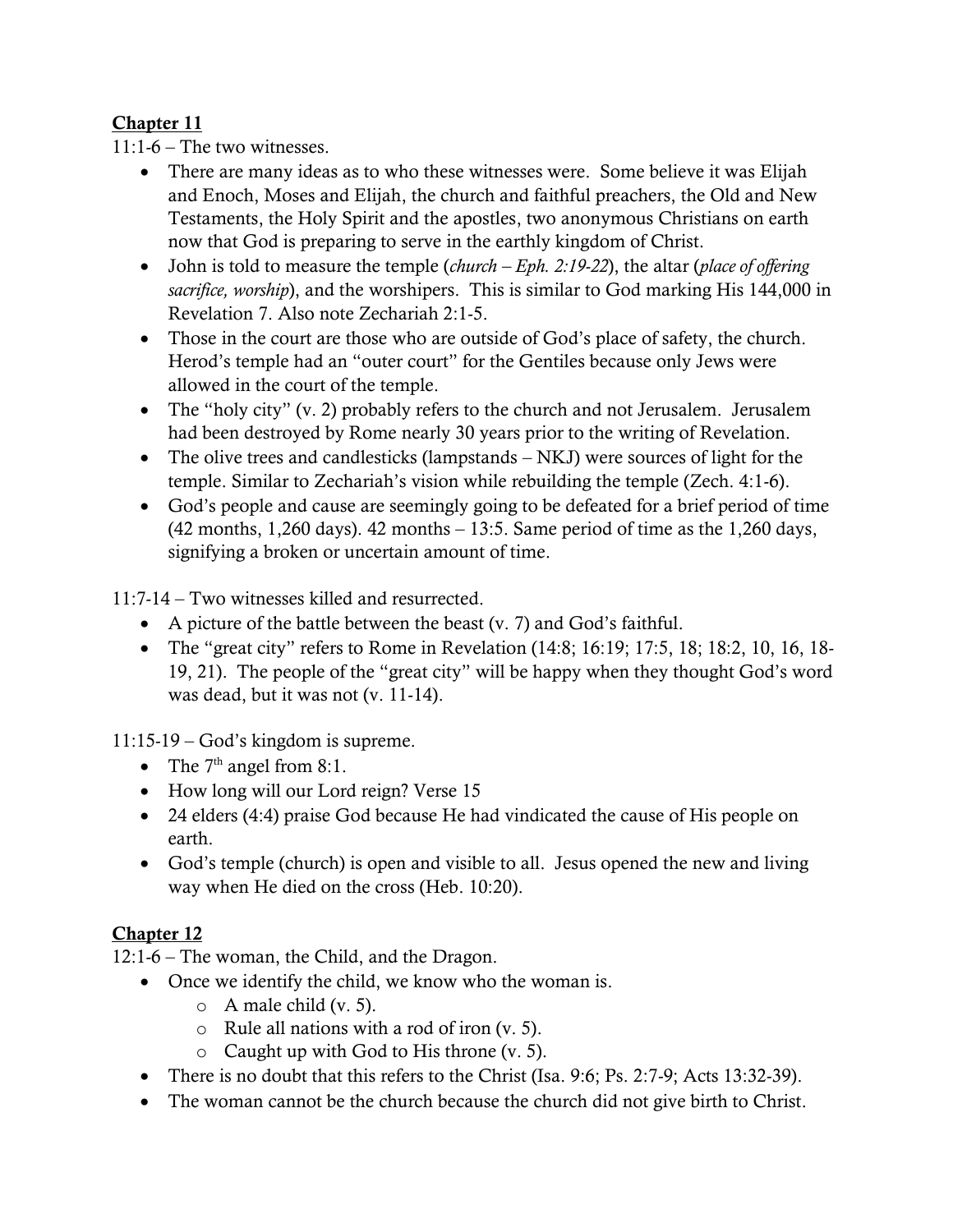## Chapter 11

11:1-6 – The two witnesses.

- There are many ideas as to who these witnesses were. Some believe it was Elijah and Enoch, Moses and Elijah, the church and faithful preachers, the Old and New Testaments, the Holy Spirit and the apostles, two anonymous Christians on earth now that God is preparing to serve in the earthly kingdom of Christ.
- John is told to measure the temple (*church – Eph. 2:19-22*), the altar (*place of offering sacrifice, worship*), and the worshipers. This is similar to God marking His 144,000 in Revelation 7. Also note Zechariah 2:1-5.
- Those in the court are those who are outside of God's place of safety, the church. Herod's temple had an "outer court" for the Gentiles because only Jews were allowed in the court of the temple.
- The "holy city" (v. 2) probably refers to the church and not Jerusalem. Jerusalem had been destroyed by Rome nearly 30 years prior to the writing of Revelation.
- The olive trees and candlesticks (lampstands – NKJ) were sources of light for the temple. Similar to Zechariah's vision while rebuilding the temple (Zech. 4:1-6).
- God's people and cause are seemingly going to be defeated for a brief period of time (42 months, 1,260 days). 42 months – 13:5. Same period of time as the 1,260 days, signifying a broken or uncertain amount of time.

11:7-14 – Two witnesses killed and resurrected.

- A picture of the battle between the beast (v. 7) and God's faithful.
- The "great city" refers to Rome in Revelation (14:8; 16:19; 17:5, 18; 18:2, 10, 16, 18-19, 21). The people of the "great city" will be happy when they thought God's word was dead, but it was not (v. 11-14).

11:15-19 – God's kingdom is supreme.

- The 7th angel from 8:1.
- How long will our Lord reign? Verse 15
- 24 elders (4:4) praise God because He had vindicated the cause of His people on earth.
- God's temple (church) is open and visible to all. Jesus opened the new and living way when He died on the cross (Heb. 10:20).

## Chapter 12

12:1-6 – The woman, the Child, and the Dragon.

- Once we identify the child, we know who the woman is.
  - A male child (v. 5).
  - Rule all nations with a rod of iron (v. 5).
  - Caught up with God to His throne (v. 5).
- There is no doubt that this refers to the Christ (Isa. 9:6; Ps. 2:7-9; Acts 13:32-39).
- The woman cannot be the church because the church did not give birth to Christ.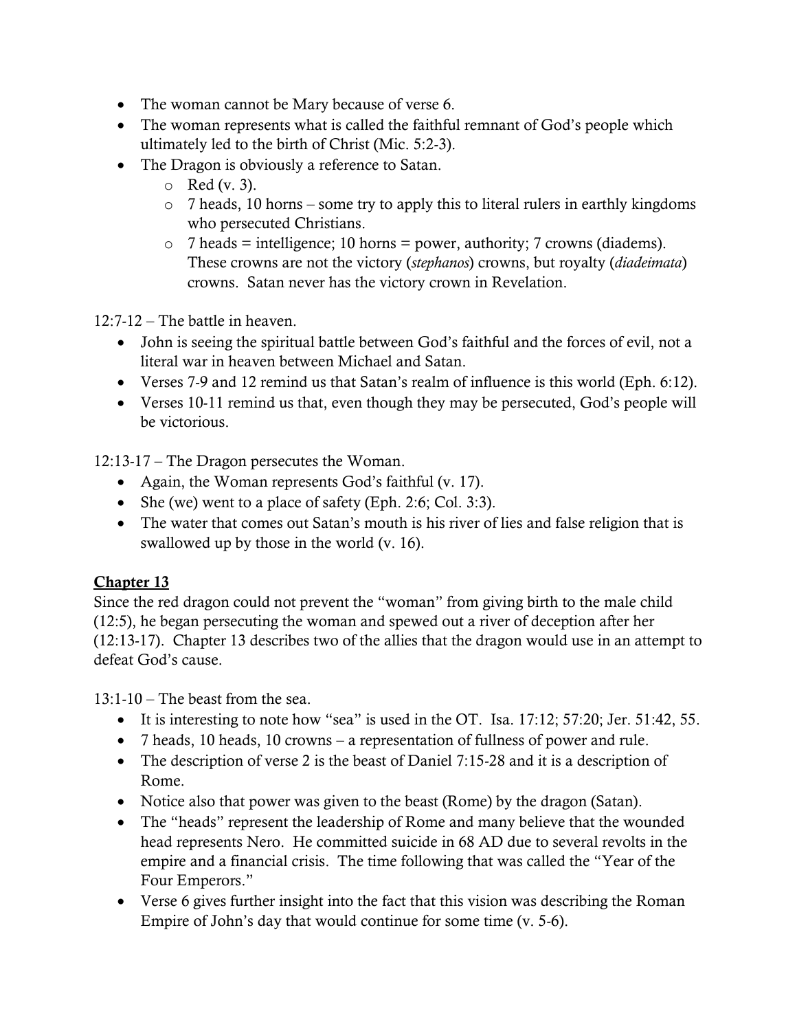- The woman cannot be Mary because of verse 6.
- The woman represents what is called the faithful remnant of God's people which ultimately led to the birth of Christ (Mic. 5:2-3).
- The Dragon is obviously a reference to Satan.
    - Red (v. 3).
    - 7 heads, 10 horns – some try to apply this to literal rulers in earthly kingdoms who persecuted Christians.
    - 7 heads = intelligence; 10 horns = power, authority; 7 crowns (diadems). These crowns are not the victory (*stephanos*) crowns, but royalty (*diadeimata*) crowns. Satan never has the victory crown in Revelation.

12:7-12 – The battle in heaven.

- John is seeing the spiritual battle between God's faithful and the forces of evil, not a literal war in heaven between Michael and Satan.
- Verses 7-9 and 12 remind us that Satan's realm of influence is this world (Eph. 6:12).
- Verses 10-11 remind us that, even though they may be persecuted, God's people will be victorious.

12:13-17 – The Dragon persecutes the Woman.

- Again, the Woman represents God's faithful (v. 17).
- She (we) went to a place of safety (Eph. 2:6; Col. 3:3).
- The water that comes out Satan's mouth is his river of lies and false religion that is swallowed up by those in the world (v. 16).

<u>**Chapter 13**</u>

Since the red dragon could not prevent the "woman" from giving birth to the male child (12:5), he began persecuting the woman and spewed out a river of deception after her (12:13-17). Chapter 13 describes two of the allies that the dragon would use in an attempt to defeat God's cause.

13:1-10 – The beast from the sea.

- It is interesting to note how "sea" is used in the OT. Isa. 17:12; 57:20; Jer. 51:42, 55.
- 7 heads, 10 heads, 10 crowns – a representation of fullness of power and rule.
- The description of verse 2 is the beast of Daniel 7:15-28 and it is a description of Rome.
- Notice also that power was given to the beast (Rome) by the dragon (Satan).
- The "heads" represent the leadership of Rome and many believe that the wounded head represents Nero. He committed suicide in 68 AD due to several revolts in the empire and a financial crisis. The time following that was called the "Year of the Four Emperors."
- Verse 6 gives further insight into the fact that this vision was describing the Roman Empire of John's day that would continue for some time (v. 5-6).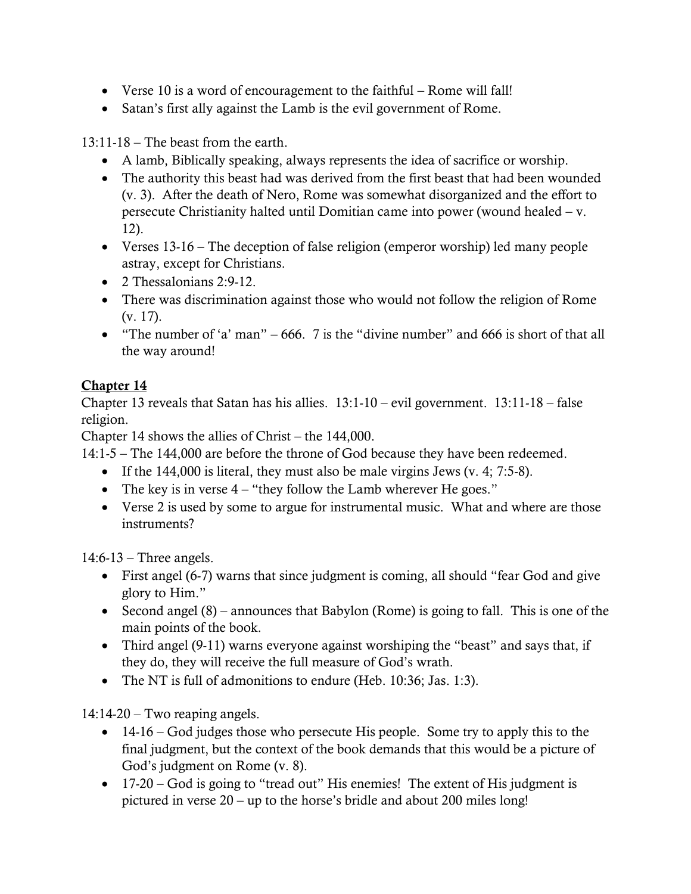- Verse 10 is a word of encouragement to the faithful – Rome will fall!
- Satan's first ally against the Lamb is the evil government of Rome.

13:11-18 – The beast from the earth.

- A lamb, Biblically speaking, always represents the idea of sacrifice or worship.
- The authority this beast had was derived from the first beast that had been wounded (v. 3). After the death of Nero, Rome was somewhat disorganized and the effort to persecute Christianity halted until Domitian came into power (wound healed – v. 12).
- Verses 13-16 – The deception of false religion (emperor worship) led many people astray, except for Christians.
- 2 Thessalonians 2:9-12.
- There was discrimination against those who would not follow the religion of Rome (v. 17).
- "The number of 'a' man" – 666. 7 is the "divine number" and 666 is short of that all the way around!

**<u>Chapter 14</u>**

Chapter 13 reveals that Satan has his allies. 13:1-10 – evil government. 13:11-18 – false religion.

Chapter 14 shows the allies of Christ – the 144,000.

14:1-5 – The 144,000 are before the throne of God because they have been redeemed.

- If the 144,000 is literal, they must also be male virgins Jews (v. 4; 7:5-8).
- The key is in verse 4 – "they follow the Lamb wherever He goes."
- Verse 2 is used by some to argue for instrumental music. What and where are those instruments?

14:6-13 – Three angels.

- First angel (6-7) warns that since judgment is coming, all should "fear God and give glory to Him."
- Second angel (8) – announces that Babylon (Rome) is going to fall. This is one of the main points of the book.
- Third angel (9-11) warns everyone against worshiping the "beast" and says that, if they do, they will receive the full measure of God's wrath.
- The NT is full of admonitions to endure (Heb. 10:36; Jas. 1:3).

14:14-20 – Two reaping angels.

- 14-16 – God judges those who persecute His people. Some try to apply this to the final judgment, but the context of the book demands that this would be a picture of God's judgment on Rome (v. 8).
- 17-20 – God is going to "tread out" His enemies! The extent of His judgment is pictured in verse 20 – up to the horse's bridle and about 200 miles long!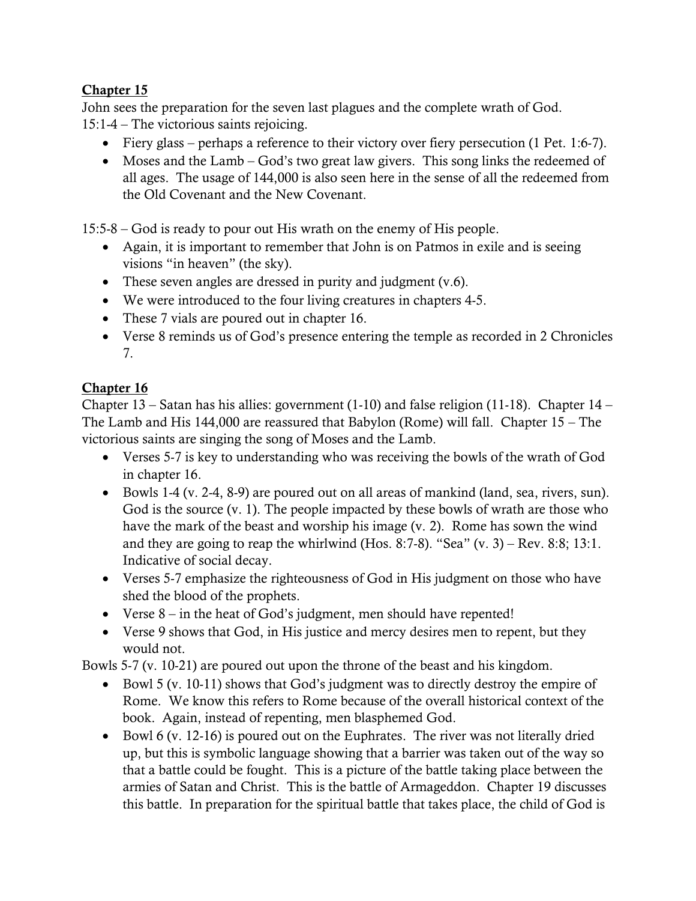**Chapter 15**

John sees the preparation for the seven last plagues and the complete wrath of God.

15:1-4 – The victorious saints rejoicing.

- Fiery glass – perhaps a reference to their victory over fiery persecution (1 Pet. 1:6-7).
- Moses and the Lamb – God's two great law givers. This song links the redeemed of all ages. The usage of 144,000 is also seen here in the sense of all the redeemed from the Old Covenant and the New Covenant.

15:5-8 – God is ready to pour out His wrath on the enemy of His people.

- Again, it is important to remember that John is on Patmos in exile and is seeing visions "in heaven" (the sky).
- These seven angles are dressed in purity and judgment (v.6).
- We were introduced to the four living creatures in chapters 4-5.
- These 7 vials are poured out in chapter 16.
- Verse 8 reminds us of God's presence entering the temple as recorded in 2 Chronicles 7.

**Chapter 16**

Chapter 13 – Satan has his allies: government (1-10) and false religion (11-18). Chapter 14 – The Lamb and His 144,000 are reassured that Babylon (Rome) will fall. Chapter 15 – The victorious saints are singing the song of Moses and the Lamb.

- Verses 5-7 is key to understanding who was receiving the bowls of the wrath of God in chapter 16.
- Bowls 1-4 (v. 2-4, 8-9) are poured out on all areas of mankind (land, sea, rivers, sun). God is the source (v. 1). The people impacted by these bowls of wrath are those who have the mark of the beast and worship his image (v. 2). Rome has sown the wind and they are going to reap the whirlwind (Hos. 8:7-8). "Sea" (v. 3) – Rev. 8:8; 13:1. Indicative of social decay.
- Verses 5-7 emphasize the righteousness of God in His judgment on those who have shed the blood of the prophets.
- Verse 8 – in the heat of God's judgment, men should have repented!
- Verse 9 shows that God, in His justice and mercy desires men to repent, but they would not.

Bowls 5-7 (v. 10-21) are poured out upon the throne of the beast and his kingdom.

- Bowl 5 (v. 10-11) shows that God's judgment was to directly destroy the empire of Rome. We know this refers to Rome because of the overall historical context of the book. Again, instead of repenting, men blasphemed God.
- Bowl 6 (v. 12-16) is poured out on the Euphrates. The river was not literally dried up, but this is symbolic language showing that a barrier was taken out of the way so that a battle could be fought. This is a picture of the battle taking place between the armies of Satan and Christ. This is the battle of Armageddon. Chapter 19 discusses this battle. In preparation for the spiritual battle that takes place, the child of God is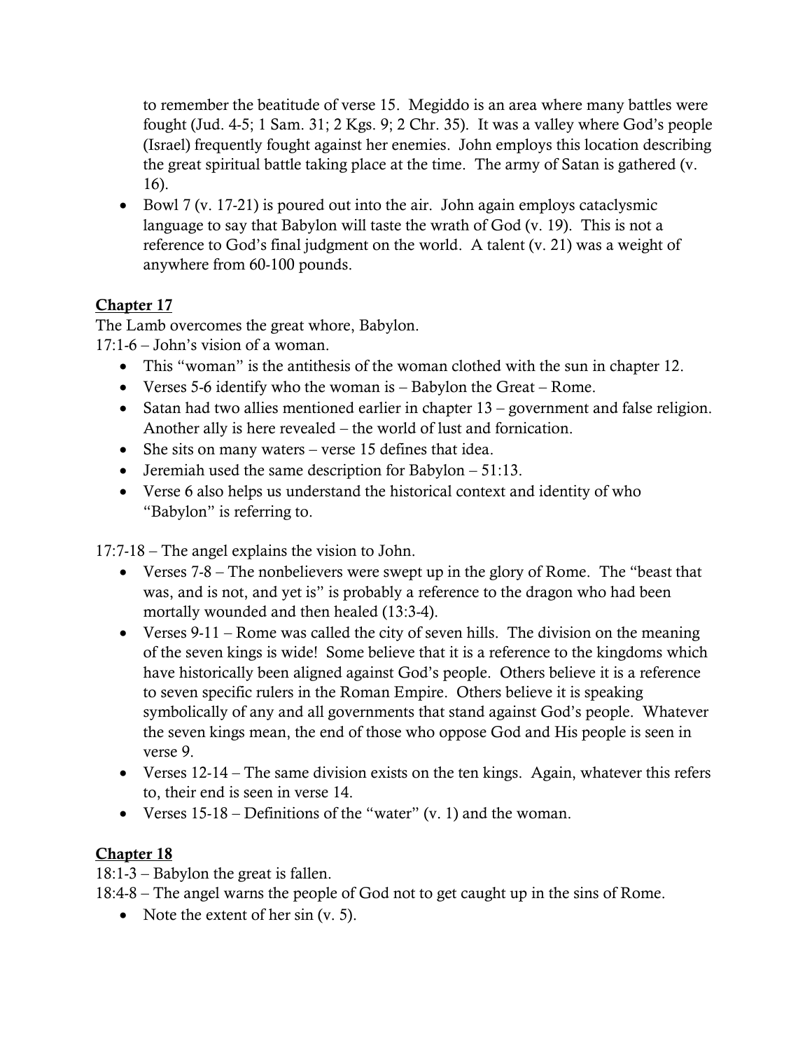to remember the beatitude of verse 15. Megiddo is an area where many battles were fought (Jud. 4-5; 1 Sam. 31; 2 Kgs. 9; 2 Chr. 35). It was a valley where God's people (Israel) frequently fought against her enemies. John employs this location describing the great spiritual battle taking place at the time. The army of Satan is gathered (v. 16).

- Bowl 7 (v. 17-21) is poured out into the air. John again employs cataclysmic language to say that Babylon will taste the wrath of God (v. 19). This is not a reference to God's final judgment on the world. A talent (v. 21) was a weight of anywhere from 60-100 pounds.

## Chapter 17

The Lamb overcomes the great whore, Babylon.

17:1-6 – John's vision of a woman.

- This "woman" is the antithesis of the woman clothed with the sun in chapter 12.
- Verses 5-6 identify who the woman is – Babylon the Great – Rome.
- Satan had two allies mentioned earlier in chapter 13 – government and false religion. Another ally is here revealed – the world of lust and fornication.
- She sits on many waters – verse 15 defines that idea.
- Jeremiah used the same description for Babylon – 51:13.
- Verse 6 also helps us understand the historical context and identity of who "Babylon" is referring to.

17:7-18 – The angel explains the vision to John.

- Verses 7-8 – The nonbelievers were swept up in the glory of Rome. The "beast that was, and is not, and yet is" is probably a reference to the dragon who had been mortally wounded and then healed (13:3-4).
- Verses 9-11 – Rome was called the city of seven hills. The division on the meaning of the seven kings is wide! Some believe that it is a reference to the kingdoms which have historically been aligned against God's people. Others believe it is a reference to seven specific rulers in the Roman Empire. Others believe it is speaking symbolically of any and all governments that stand against God's people. Whatever the seven kings mean, the end of those who oppose God and His people is seen in verse 9.
- Verses 12-14 – The same division exists on the ten kings. Again, whatever this refers to, their end is seen in verse 14.
- Verses 15-18 – Definitions of the "water" (v. 1) and the woman.

## Chapter 18

18:1-3 – Babylon the great is fallen.

18:4-8 – The angel warns the people of God not to get caught up in the sins of Rome.

- Note the extent of her sin (v. 5).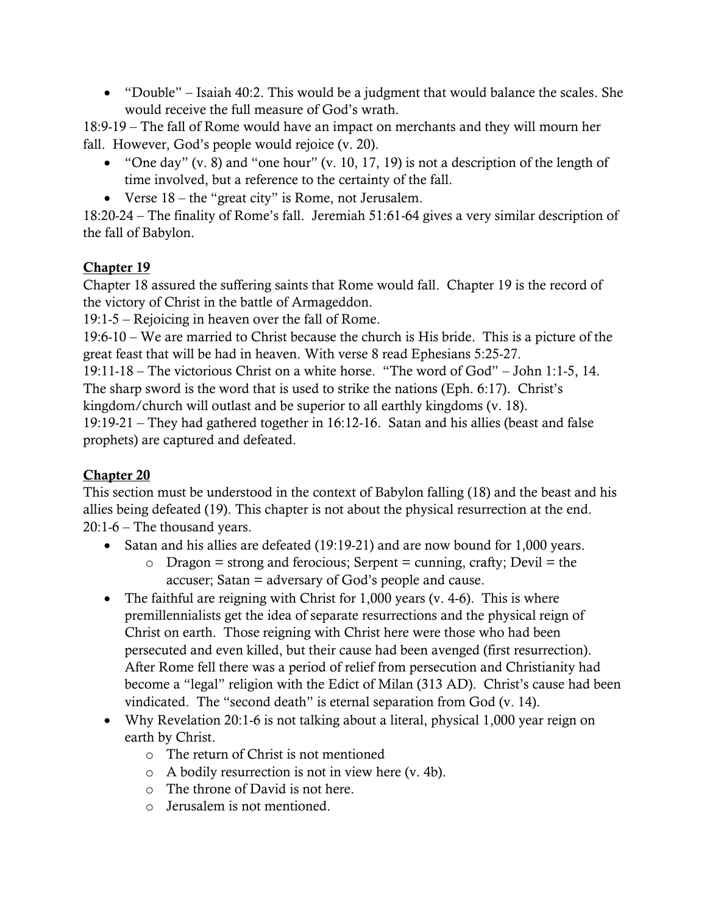- "Double" – Isaiah 40:2. This would be a judgment that would balance the scales. She would receive the full measure of God's wrath.

18:9-19 – The fall of Rome would have an impact on merchants and they will mourn her fall. However, God's people would rejoice (v. 20).

- "One day" (v. 8) and "one hour" (v. 10, 17, 19) is not a description of the length of time involved, but a reference to the certainty of the fall.
- Verse 18 – the "great city" is Rome, not Jerusalem.

18:20-24 – The finality of Rome's fall. Jeremiah 51:61-64 gives a very similar description of the fall of Babylon.

## Chapter 19

Chapter 18 assured the suffering saints that Rome would fall. Chapter 19 is the record of the victory of Christ in the battle of Armageddon.

19:1-5 – Rejoicing in heaven over the fall of Rome.

19:6-10 – We are married to Christ because the church is His bride. This is a picture of the great feast that will be had in heaven. With verse 8 read Ephesians 5:25-27.

19:11-18 – The victorious Christ on a white horse. "The word of God" – John 1:1-5, 14. The sharp sword is the word that is used to strike the nations (Eph. 6:17). Christ's kingdom/church will outlast and be superior to all earthly kingdoms (v. 18).

19:19-21 – They had gathered together in 16:12-16. Satan and his allies (beast and false prophets) are captured and defeated.

## Chapter 20

This section must be understood in the context of Babylon falling (18) and the beast and his allies being defeated (19). This chapter is not about the physical resurrection at the end.

20:1-6 – The thousand years.

- Satan and his allies are defeated (19:19-21) and are now bound for 1,000 years.
  - Dragon = strong and ferocious; Serpent = cunning, crafty; Devil = the accuser; Satan = adversary of God's people and cause.
- The faithful are reigning with Christ for 1,000 years (v. 4-6). This is where premillennialists get the idea of separate resurrections and the physical reign of Christ on earth. Those reigning with Christ here were those who had been persecuted and even killed, but their cause had been avenged (first resurrection). After Rome fell there was a period of relief from persecution and Christianity had become a "legal" religion with the Edict of Milan (313 AD). Christ's cause had been vindicated. The "second death" is eternal separation from God (v. 14).
- Why Revelation 20:1-6 is not talking about a literal, physical 1,000 year reign on earth by Christ.
  - The return of Christ is not mentioned
  - A bodily resurrection is not in view here (v. 4b).
  - The throne of David is not here.
  - Jerusalem is not mentioned.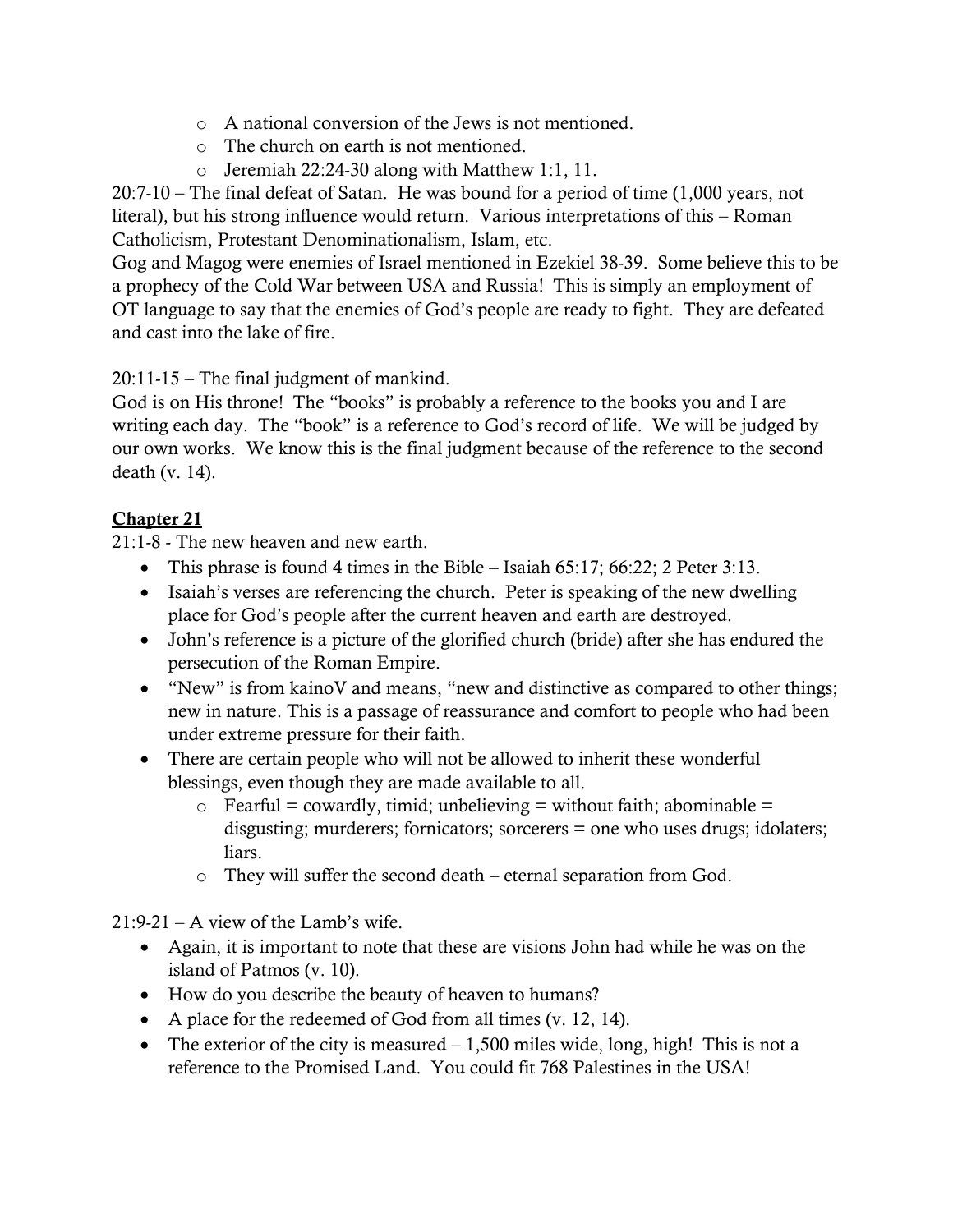- A national conversion of the Jews is not mentioned.
  - The church on earth is not mentioned.
  - Jeremiah 22:24-30 along with Matthew 1:1, 11.

20:7-10 – The final defeat of Satan. He was bound for a period of time (1,000 years, not literal), but his strong influence would return. Various interpretations of this – Roman Catholicism, Protestant Denominationalism, Islam, etc.

Gog and Magog were enemies of Israel mentioned in Ezekiel 38-39. Some believe this to be a prophecy of the Cold War between USA and Russia! This is simply an employment of OT language to say that the enemies of God's people are ready to fight. They are defeated and cast into the lake of fire.

20:11-15 – The final judgment of mankind.

God is on His throne! The "books" is probably a reference to the books you and I are writing each day. The "book" is a reference to God's record of life. We will be judged by our own works. We know this is the final judgment because of the reference to the second death (v. 14).

## Chapter 21

21:1-8 - The new heaven and new earth.

- This phrase is found 4 times in the Bible – Isaiah 65:17; 66:22; 2 Peter 3:13.
- Isaiah's verses are referencing the church. Peter is speaking of the new dwelling place for God's people after the current heaven and earth are destroyed.
- John's reference is a picture of the glorified church (bride) after she has endured the persecution of the Roman Empire.
- "New" is from kainoV and means, "new and distinctive as compared to other things; new in nature. This is a passage of reassurance and comfort to people who had been under extreme pressure for their faith.
- There are certain people who will not be allowed to inherit these wonderful blessings, even though they are made available to all.
  - Fearful = cowardly, timid; unbelieving = without faith; abominable = disgusting; murderers; fornicators; sorcerers = one who uses drugs; idolaters; liars.
  - They will suffer the second death – eternal separation from God.

21:9-21 – A view of the Lamb's wife.

- Again, it is important to note that these are visions John had while he was on the island of Patmos (v. 10).
- How do you describe the beauty of heaven to humans?
- A place for the redeemed of God from all times (v. 12, 14).
- The exterior of the city is measured – 1,500 miles wide, long, high! This is not a reference to the Promised Land. You could fit 768 Palestines in the USA!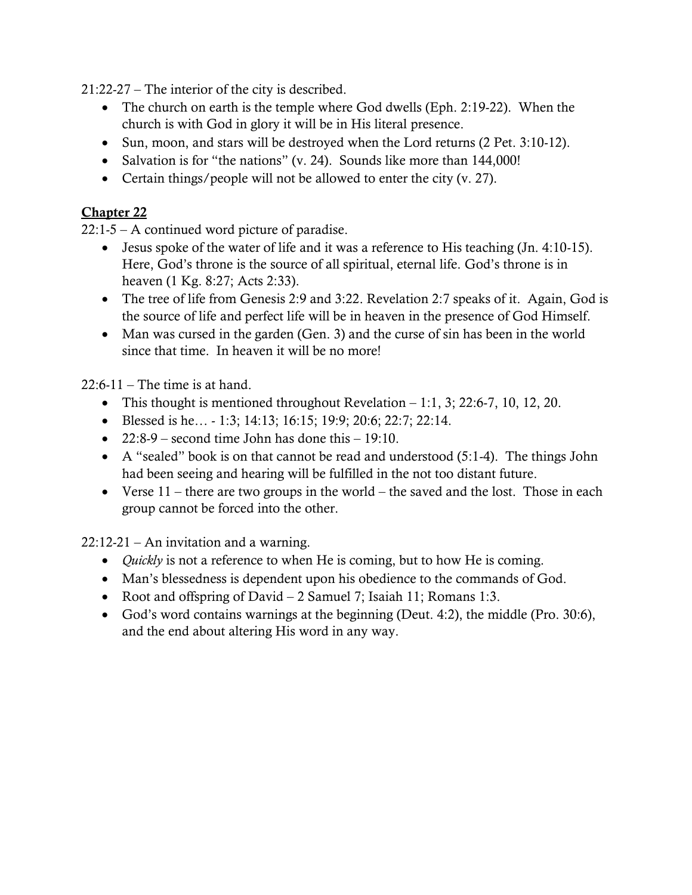21:22-27 – The interior of the city is described.

- The church on earth is the temple where God dwells (Eph. 2:19-22). When the church is with God in glory it will be in His literal presence.
- Sun, moon, and stars will be destroyed when the Lord returns (2 Pet. 3:10-12).
- Salvation is for "the nations" (v. 24). Sounds like more than 144,000!
- Certain things/people will not be allowed to enter the city (v. 27).

**Chapter 22**

22:1-5 – A continued word picture of paradise.

- Jesus spoke of the water of life and it was a reference to His teaching (Jn. 4:10-15). Here, God's throne is the source of all spiritual, eternal life. God's throne is in heaven (1 Kg. 8:27; Acts 2:33).
- The tree of life from Genesis 2:9 and 3:22. Revelation 2:7 speaks of it. Again, God is the source of life and perfect life will be in heaven in the presence of God Himself.
- Man was cursed in the garden (Gen. 3) and the curse of sin has been in the world since that time. In heaven it will be no more!

22:6-11 – The time is at hand.

- This thought is mentioned throughout Revelation – 1:1, 3; 22:6-7, 10, 12, 20.
- Blessed is he… - 1:3; 14:13; 16:15; 19:9; 20:6; 22:7; 22:14.
- 22:8-9 – second time John has done this – 19:10.
- A "sealed" book is on that cannot be read and understood (5:1-4). The things John had been seeing and hearing will be fulfilled in the not too distant future.
- Verse 11 – there are two groups in the world – the saved and the lost. Those in each group cannot be forced into the other.

22:12-21 – An invitation and a warning.

- *Quickly* is not a reference to when He is coming, but to how He is coming.
- Man's blessedness is dependent upon his obedience to the commands of God.
- Root and offspring of David – 2 Samuel 7; Isaiah 11; Romans 1:3.
- God's word contains warnings at the beginning (Deut. 4:2), the middle (Pro. 30:6), and the end about altering His word in any way.